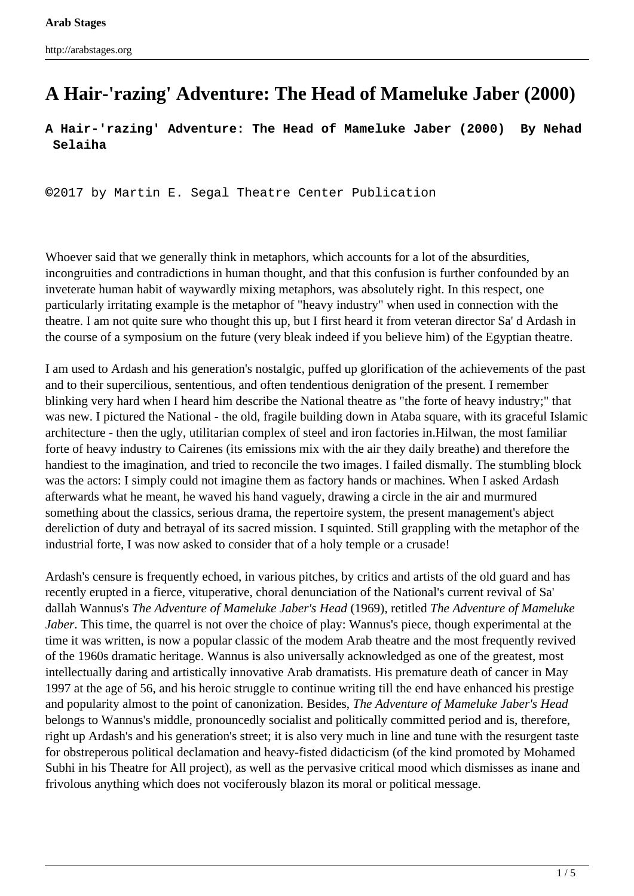# A Hair-'razing' Adventure: The Head of Mameluke Jaber (2000)

**A Hair-'razing' Adventure: The Head of Mameluke Jaber (2000) By Nehad Selaiha**

©2017 by Martin E. Segal Theatre Center Publication

Whoever said that we generally think in metaphors, which accounts for a lot of the absurdities, incongruities and contradictions in human thought, and that this confusion is further confounded by an inveterate human habit of waywardly mixing metaphors, was absolutely right. In this respect, one particularly irritating example is the metaphor of "heavy industry" when used in connection with the theatre. I am not quite sure who thought this up, but I first heard it from veteran director Sa' d Ardash in the course of a symposium on the future (very bleak indeed if you believe him) of the Egyptian theatre.

I am used to Ardash and his generation's nostalgic, puffed up glorification of the achievements of the past and to their supercilious, sententious, and often tendentious denigration of the present. I remember blinking very hard when I heard him describe the National theatre as "the forte of heavy industry;" that was new. I pictured the National - the old, fragile building down in Ataba square, with its graceful Islamic architecture - then the ugly, utilitarian complex of steel and iron factories in.Hilwan, the most familiar forte of heavy industry to Cairenes (its emissions mix with the air they daily breathe) and therefore the handiest to the imagination, and tried to reconcile the two images. I failed dismally. The stumbling block was the actors: I simply could not imagine them as factory hands or machines. When I asked Ardash afterwards what he meant, he waved his hand vaguely, drawing a circle in the air and murmured something about the classics, serious drama, the repertoire system, the present management's abject dereliction of duty and betrayal of its sacred mission. I squinted. Still grappling with the metaphor of the industrial forte, I was now asked to consider that of a holy temple or a crusade!

Ardash's censure is frequently echoed, in various pitches, by critics and artists of the old guard and has recently erupted in a fierce, vituperative, choral denunciation of the National's current revival of Sa' dallah Wannus's *The Adventure of Mameluke Jaber's Head* (1969), retitled *The Adventure of Mameluke Jaber*. This time, the quarrel is not over the choice of play: Wannus's piece, though experimental at the time it was written, is now a popular classic of the modem Arab theatre and the most frequently revived of the 1960s dramatic heritage. Wannus is also universally acknowledged as one of the greatest, most intellectually daring and artistically innovative Arab dramatists. His premature death of cancer in May 1997 at the age of 56, and his heroic struggle to continue writing till the end have enhanced his prestige and popularity almost to the point of canonization. Besides, *The Adventure of Mameluke Jaber's Head* belongs to Wannus's middle, pronouncedly socialist and politically committed period and is, therefore, right up Ardash's and his generation's street; it is also very much in line and tune with the resurgent taste for obstreperous political declamation and heavy-fisted didacticism (of the kind promoted by Mohamed Subhi in his Theatre for All project), as well as the pervasive critical mood which dismisses as inane and frivolous anything which does not vociferously blazon its moral or political message.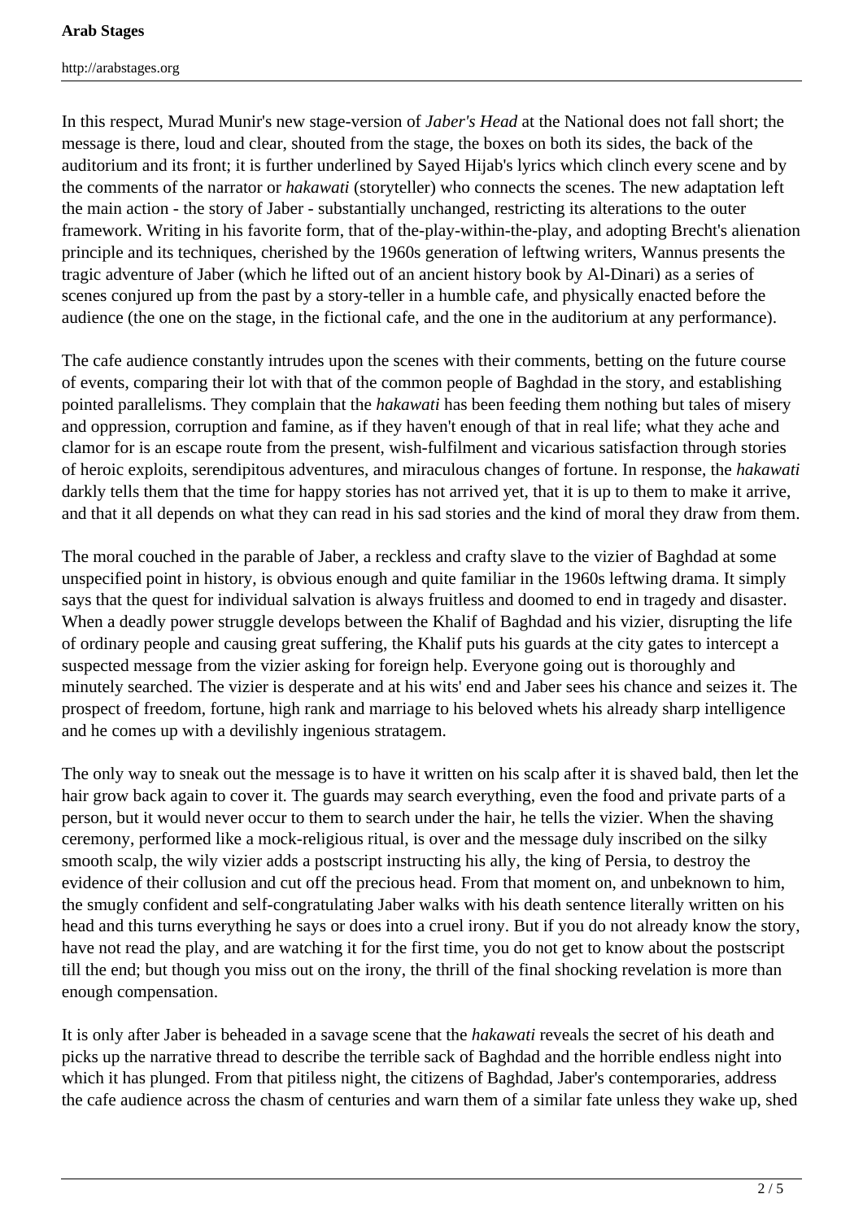In this respect, Murad Munir's new stage-version of *Jaber's Head* at the National does not fall short; the message is there, loud and clear, shouted from the stage, the boxes on both its sides, the back of the auditorium and its front; it is further underlined by Sayed Hijab's lyrics which clinch every scene and by the comments of the narrator or *hakawati* (storyteller) who connects the scenes. The new adaptation left the main action - the story of Jaber - substantially unchanged, restricting its alterations to the outer framework. Writing in his favorite form, that of the-play-within-the-play, and adopting Brecht's alienation principle and its techniques, cherished by the 1960s generation of leftwing writers, Wannus presents the tragic adventure of Jaber (which he lifted out of an ancient history book by Al-Dinari) as a series of scenes conjured up from the past by a story-teller in a humble cafe, and physically enacted before the audience (the one on the stage, in the fictional cafe, and the one in the auditorium at any performance).

The cafe audience constantly intrudes upon the scenes with their comments, betting on the future course of events, comparing their lot with that of the common people of Baghdad in the story, and establishing pointed parallelisms. They complain that the *hakawati* has been feeding them nothing but tales of misery and oppression, corruption and famine, as if they haven't enough of that in real life; what they ache and clamor for is an escape route from the present, wish-fulfilment and vicarious satisfaction through stories of heroic exploits, serendipitous adventures, and miraculous changes of fortune. In response, the *hakawati* darkly tells them that the time for happy stories has not arrived yet, that it is up to them to make it arrive, and that it all depends on what they can read in his sad stories and the kind of moral they draw from them.

The moral couched in the parable of Jaber, a reckless and crafty slave to the vizier of Baghdad at some unspecified point in history, is obvious enough and quite familiar in the 1960s leftwing drama. It simply says that the quest for individual salvation is always fruitless and doomed to end in tragedy and disaster. When a deadly power struggle develops between the Khalif of Baghdad and his vizier, disrupting the life of ordinary people and causing great suffering, the Khalif puts his guards at the city gates to intercept a suspected message from the vizier asking for foreign help. Everyone going out is thoroughly and minutely searched. The vizier is desperate and at his wits' end and Jaber sees his chance and seizes it. The prospect of freedom, fortune, high rank and marriage to his beloved whets his already sharp intelligence and he comes up with a devilishly ingenious stratagem.

The only way to sneak out the message is to have it written on his scalp after it is shaved bald, then let the hair grow back again to cover it. The guards may search everything, even the food and private parts of a person, but it would never occur to them to search under the hair, he tells the vizier. When the shaving ceremony, performed like a mock-religious ritual, is over and the message duly inscribed on the silky smooth scalp, the wily vizier adds a postscript instructing his ally, the king of Persia, to destroy the evidence of their collusion and cut off the precious head. From that moment on, and unbeknown to him, the smugly confident and self-congratulating Jaber walks with his death sentence literally written on his head and this turns everything he says or does into a cruel irony. But if you do not already know the story, have not read the play, and are watching it for the first time, you do not get to know about the postscript till the end; but though you miss out on the irony, the thrill of the final shocking revelation is more than enough compensation.

It is only after Jaber is beheaded in a savage scene that the *hakawati* reveals the secret of his death and picks up the narrative thread to describe the terrible sack of Baghdad and the horrible endless night into which it has plunged. From that pitiless night, the citizens of Baghdad, Jaber's contemporaries, address the cafe audience across the chasm of centuries and warn them of a similar fate unless they wake up, shed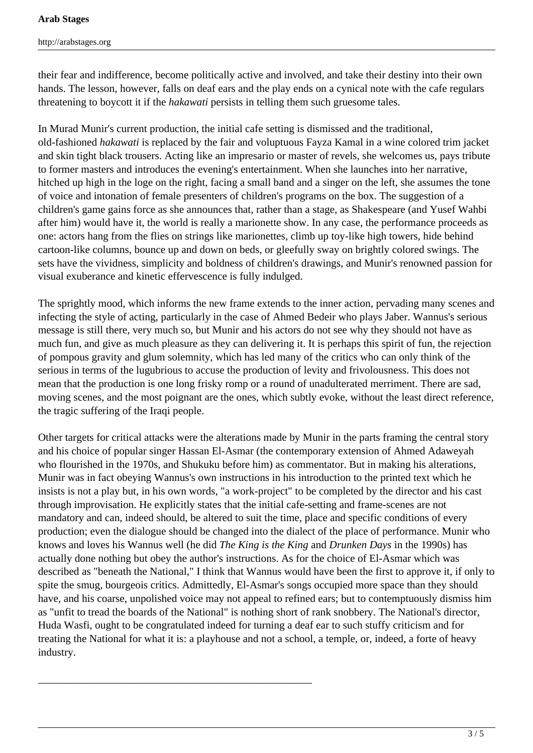their fear and indifference, become politically active and involved, and take their destiny into their own hands. The lesson, however, falls on deaf ears and the play ends on a cynical note with the cafe regulars threatening to boycott it if the *hakawati* persists in telling them such gruesome tales.

In Murad Munir's current production, the initial cafe setting is dismissed and the traditional, old-fashioned *hakawati* is replaced by the fair and voluptuous Fayza Kamal in a wine colored trim jacket and skin tight black trousers. Acting like an impresario or master of revels, she welcomes us, pays tribute to former masters and introduces the evening's entertainment. When she launches into her narrative, hitched up high in the loge on the right, facing a small band and a singer on the left, she assumes the tone of voice and intonation of female presenters of children's programs on the box. The suggestion of a children's game gains force as she announces that, rather than a stage, as Shakespeare (and Yusef Wahbi after him) would have it, the world is really a marionette show. In any case, the performance proceeds as one: actors hang from the flies on strings like marionettes, climb up toy-like high towers, hide behind cartoon-like columns, bounce up and down on beds, or gleefully sway on brightly colored swings. The sets have the vividness, simplicity and boldness of children's drawings, and Munir's renowned passion for visual exuberance and kinetic effervescence is fully indulged.

The sprightly mood, which informs the new frame extends to the inner action, pervading many scenes and infecting the style of acting, particularly in the case of Ahmed Bedeir who plays Jaber. Wannus's serious message is still there, very much so, but Munir and his actors do not see why they should not have as much fun, and give as much pleasure as they can delivering it. It is perhaps this spirit of fun, the rejection of pompous gravity and glum solemnity, which has led many of the critics who can only think of the serious in terms of the lugubrious to accuse the production of levity and frivolousness. This does not mean that the production is one long frisky romp or a round of unadulterated merriment. There are sad, moving scenes, and the most poignant are the ones, which subtly evoke, without the least direct reference, the tragic suffering of the Iraqi people.

Other targets for critical attacks were the alterations made by Munir in the parts framing the central story and his choice of popular singer Hassan El-Asmar (the contemporary extension of Ahmed Adaweyah who flourished in the 1970s, and Shukuku before him) as commentator. But in making his alterations, Munir was in fact obeying Wannus's own instructions in his introduction to the printed text which he insists is not a play but, in his own words, "a work-project" to be completed by the director and his cast through improvisation. He explicitly states that the initial cafe-setting and frame-scenes are not mandatory and can, indeed should, be altered to suit the time, place and specific conditions of every production; even the dialogue should be changed into the dialect of the place of performance. Munir who knows and loves his Wannus well (he did *The King is the King* and *Drunken Days* in the 1990s) has actually done nothing but obey the author's instructions. As for the choice of El-Asmar which was described as "beneath the National," I think that Wannus would have been the first to approve it, if only to spite the smug, bourgeois critics. Admittedly, El-Asmar's songs occupied more space than they should have, and his coarse, unpolished voice may not appeal to refined ears; but to contemptuously dismiss him as "unfit to tread the boards of the National" is nothing short of rank snobbery. The National's director, Huda Wasfi, ought to be congratulated indeed for turning a deaf ear to such stuffy criticism and for treating the National for what it is: a playhouse and not a school, a temple, or, indeed, a forte of heavy industry.

---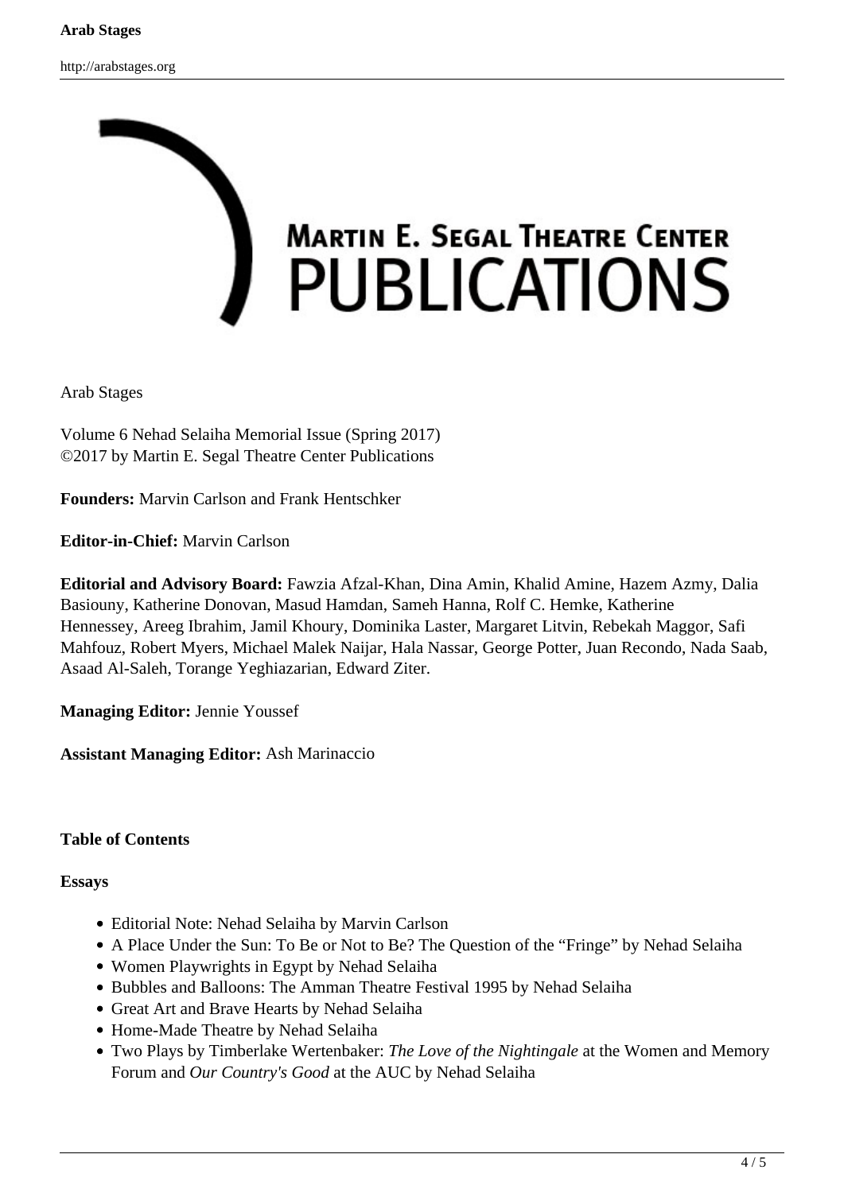MARTIN E. SEGAL THEATRE CENTER
PUBLICATIONS

Arab Stages

Volume 6 Nehad Selaiha Memorial Issue (Spring 2017)
©2017 by Martin E. Segal Theatre Center Publications

**Founders:** Marvin Carlson and Frank Hentschker

**Editor-in-Chief:** Marvin Carlson

**Editorial and Advisory Board:** Fawzia Afzal-Khan, Dina Amin, Khalid Amine, Hazem Azmy, Dalia Basiouny, Katherine Donovan, Masud Hamdan, Sameh Hanna, Rolf C. Hemke, Katherine Hennessey, Areeg Ibrahim, Jamil Khoury, Dominika Laster, Margaret Litvin, Rebekah Maggor, Safi Mahfouz, Robert Myers, Michael Malek Naijar, Hala Nassar, George Potter, Juan Recondo, Nada Saab, Asaad Al-Saleh, Torange Yeghiazarian, Edward Ziter.

**Managing Editor:** Jennie Youssef

**Assistant Managing Editor:** Ash Marinaccio

**Table of Contents**

**Essays**

- Editorial Note: Nehad Selaiha by Marvin Carlson
- A Place Under the Sun: To Be or Not to Be? The Question of the "Fringe" by Nehad Selaiha
- Women Playwrights in Egypt by Nehad Selaiha
- Bubbles and Balloons: The Amman Theatre Festival 1995 by Nehad Selaiha
- Great Art and Brave Hearts by Nehad Selaiha
- Home-Made Theatre by Nehad Selaiha
- Two Plays by Timberlake Wertenbaker: *The Love of the Nightingale* at the Women and Memory Forum and *Our Country's Good* at the AUC by Nehad Selaiha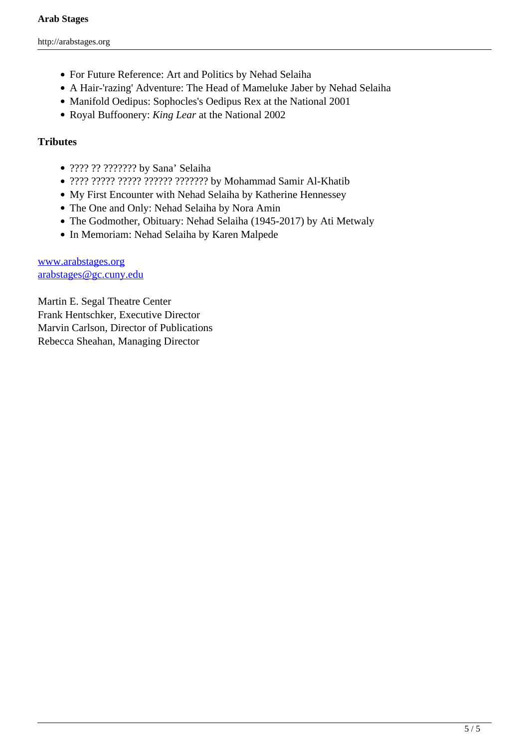- For Future Reference: Art and Politics by Nehad Selaiha
- A Hair-'razing' Adventure: The Head of Mameluke Jaber by Nehad Selaiha
- Manifold Oedipus: Sophocles's Oedipus Rex at the National 2001
- Royal Buffoonery: *King Lear* at the National 2002

**Tributes**

- ???? ?? ??????? by Sana' Selaiha
- ???? ????? ????? ?????? ??????? by Mohammad Samir Al-Khatib
- My First Encounter with Nehad Selaiha by Katherine Hennessey
- The One and Only: Nehad Selaiha by Nora Amin
- The Godmother, Obituary: Nehad Selaiha (1945-2017) by Ati Metwaly
- In Memoriam: Nehad Selaiha by Karen Malpede

www.arabstages.org
arabstages@gc.cuny.edu

Martin E. Segal Theatre Center
Frank Hentschker, Executive Director
Marvin Carlson, Director of Publications
Rebecca Sheahan, Managing Director